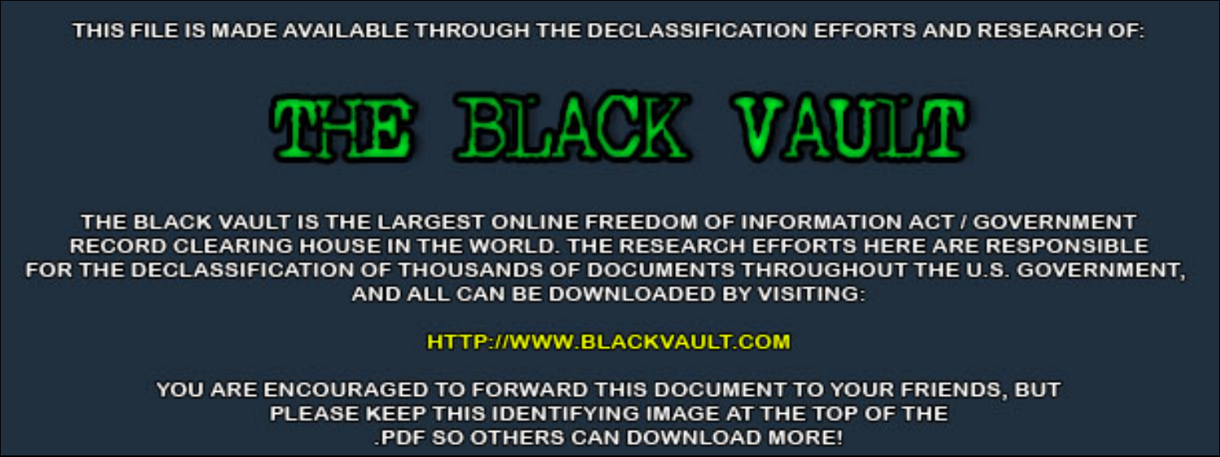THIS FILE IS MADE AVAILABLE THROUGH THE DECLASSIFICATION EFFORTS AND RESEARCH OF:

# THE BLACK VAULT

THE BLACK VAULT IS THE LARGEST ONLINE FREEDOM OF INFORMATION ACT / GOVERNMENT RECORD CLEARING HOUSE IN THE WORLD. THE RESEARCH EFFORTS HERE ARE RESPONSIBLE FOR THE DECLASSIFICATION OF THOUSANDS OF DOCUMENTS THROUGHOUT THE U.S. GOVERNMENT, AND ALL CAN BE DOWNLOADED BY VISITING:

HTTP://WWW.BLACKVAULT.COM

YOU ARE ENCOURAGED TO FORWARD THIS DOCUMENT TO YOUR FRIENDS, BUT PLEASE KEEP THIS IDENTIFYING IMAGE AT THE TOP OF THE .PDF SO OTHERS CAN DOWNLOAD MORE!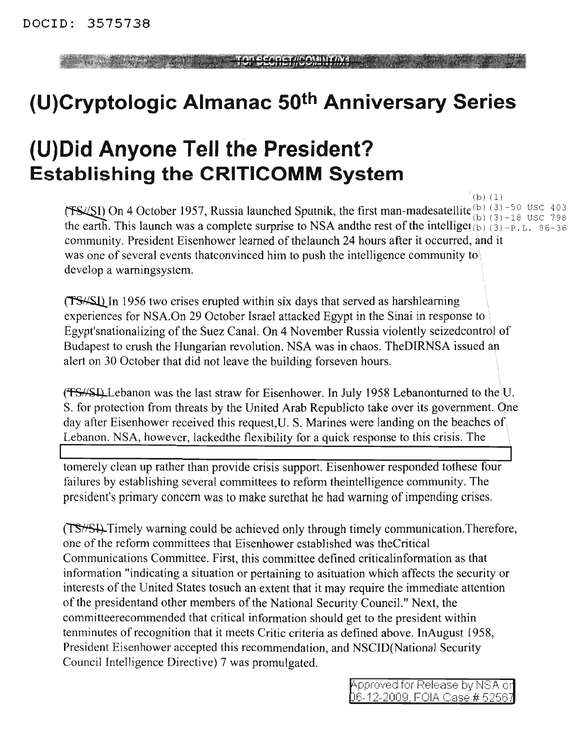DOCID: 3575738

# (U)Cryptologic Almanac 50th Anniversary Series

# (U)Did Anyone Tell the President?

## Establishing the CRITICOMM System

(b) (1)
(b) (3)-50 USC 403
(b) (3)-18 USC 798
(b) (3)-P.L. 86-36

(TS//SI) On 4 October 1957, Russia launched Sputnik, the first man-madesatellite the earth. This launch was a complete surprise to NSA andthe rest of the intelligence community. President Eisenhower learned of thelaunch 24 hours after it occurred, and it was one of several events thatconvinced him to push the intelligence community to develop a warningsystem.

(TS//SI) In 1956 two crises erupted within six days that served as harshlearning experiences for NSA.On 29 October Israel attacked Egypt in the Sinai in response to Egypt'snationalizing of the Suez Canal. On 4 November Russia violently seizedcontrol of Budapest to crush the Hungarian revolution. NSA was in chaos. TheDIRNSA issued an alert on 30 October that did not leave the building forseven hours.

(TS//SI) Lebanon was the last straw for Eisenhower. In July 1958 Lebanonturned to the U. S. for protection from threats by the United Arab Republicto take over its government. One day after Eisenhower received this request,U. S. Marines were landing on the beaches of Lebanon. NSA, however, lackedthe flexibility for a quick response to this crisis. The [redacted] tomerely clean up rather than provide crisis support. Eisenhower responded tothese four failures by establishing several committees to reform theintelligence community. The president's primary concern was to make surethat he had warning of impending crises.

(TS//SI) Timely warning could be achieved only through timely communication.Therefore, one of the reform committees that Eisenhower established was theCritical Communications Committee. First, this committee defined criticalinformation as that information "indicating a situation or pertaining to asituation which affects the security or interests of the United States tosuch an extent that it may require the immediate attention of the presidentand other members of the National Security Council." Next, the committeerecommended that critical information should get to the president within tenminutes of recognition that it meets Critic criteria as defined above. InAugust 1958, President Eisenhower accepted this recommendation, and NSCID(National Security Council Intelligence Directive) 7 was promulgated.

Approved for Release by NSA on 06-12-2009, FOIA Case # 52567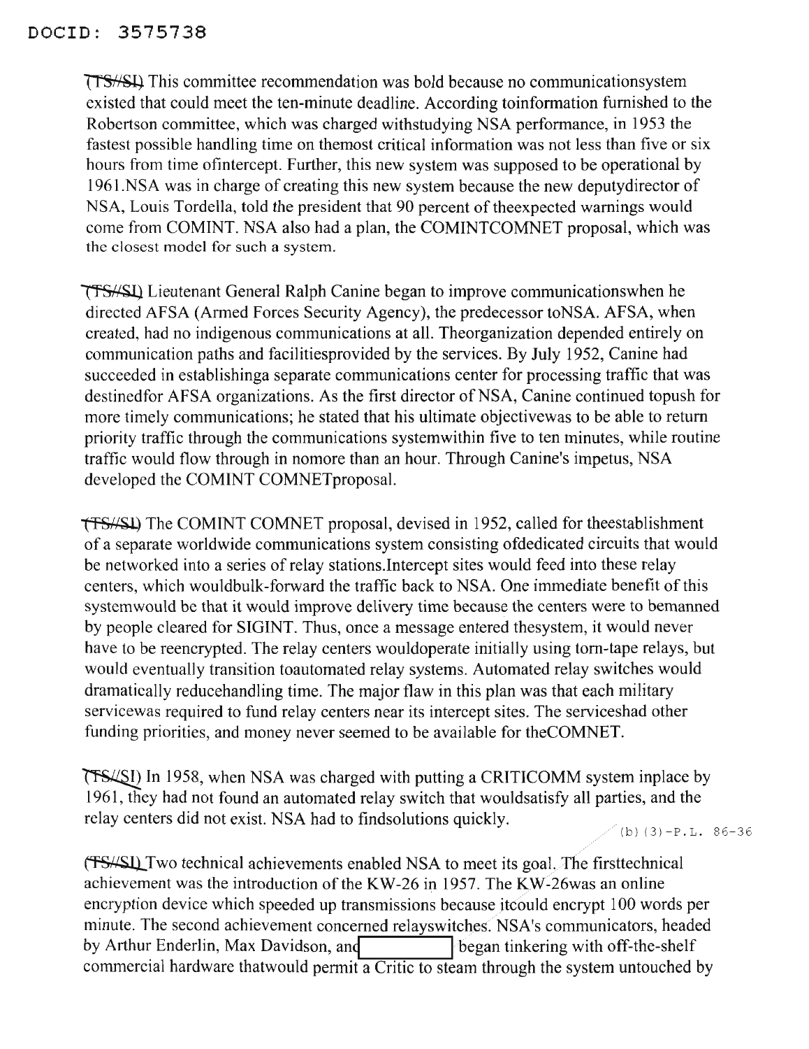(TS//SI) This committee recommendation was bold because no communicationsystem existed that could meet the ten-minute deadline. According toinformation furnished to the Robertson committee, which was charged withstudying NSA performance, in 1953 the fastest possible handling time on themost critical information was not less than five or six hours from time ofintercept. Further, this new system was supposed to be operational by 1961.NSA was in charge of creating this new system because the new deputydirector of NSA, Louis Tordella, told the president that 90 percent of theexpected warnings would come from COMINT. NSA also had a plan, the COMINTCOMNET proposal, which was the closest model for such a system.

(TS//SI) Lieutenant General Ralph Canine began to improve communicationswhen he directed AFSA (Armed Forces Security Agency), the predecessor toNSA. AFSA, when created, had no indigenous communications at all. Theorganization depended entirely on communication paths and facilitiesprovided by the services. By July 1952, Canine had succeeded in establishinga separate communications center for processing traffic that was destinedfor AFSA organizations. As the first director of NSA, Canine continued topush for more timely communications; he stated that his ultimate objectivewas to be able to return priority traffic through the communications systemwithin five to ten minutes, while routine traffic would flow through in nomore than an hour. Through Canine's impetus, NSA developed the COMINT COMNETproposal.

(TS//SI) The COMINT COMNET proposal, devised in 1952, called for theestablishment of a separate worldwide communications system consisting ofdedicated circuits that would be networked into a series of relay stations.Intercept sites would feed into these relay centers, which wouldbulk-forward the traffic back to NSA. One immediate benefit of this systemwould be that it would improve delivery time because the centers were to bemanned by people cleared for SIGINT. Thus, once a message entered thesystem, it would never have to be reencrypted. The relay centers wouldoperate initially using torn-tape relays, but would eventually transition toautomated relay systems. Automated relay switches would dramatically reducehandling time. The major flaw in this plan was that each military servicewas required to fund relay centers near its intercept sites. The serviceshad other funding priorities, and money never seemed to be available for theCOMNET.

(TS//SI) In 1958, when NSA was charged with putting a CRITICOMM system inplace by 1961, they had not found an automated relay switch that wouldsatisfy all parties, and the relay centers did not exist. NSA had to findsolutions quickly.

(b)(3)-P.L. 86-36

(TS//SI) Two technical achievements enabled NSA to meet its goal. The firsttechnical achievement was the introduction of the KW-26 in 1957. The KW-26was an online encryption device which speeded up transmissions because itcould encrypt 100 words per minute. The second achievement concerned relayswitches. NSA's communicators, headed by Arthur Enderlin, Max Davidson, and [redacted] began tinkering with off-the-shelf commercial hardware thatwould permit a Critic to steam through the system untouched by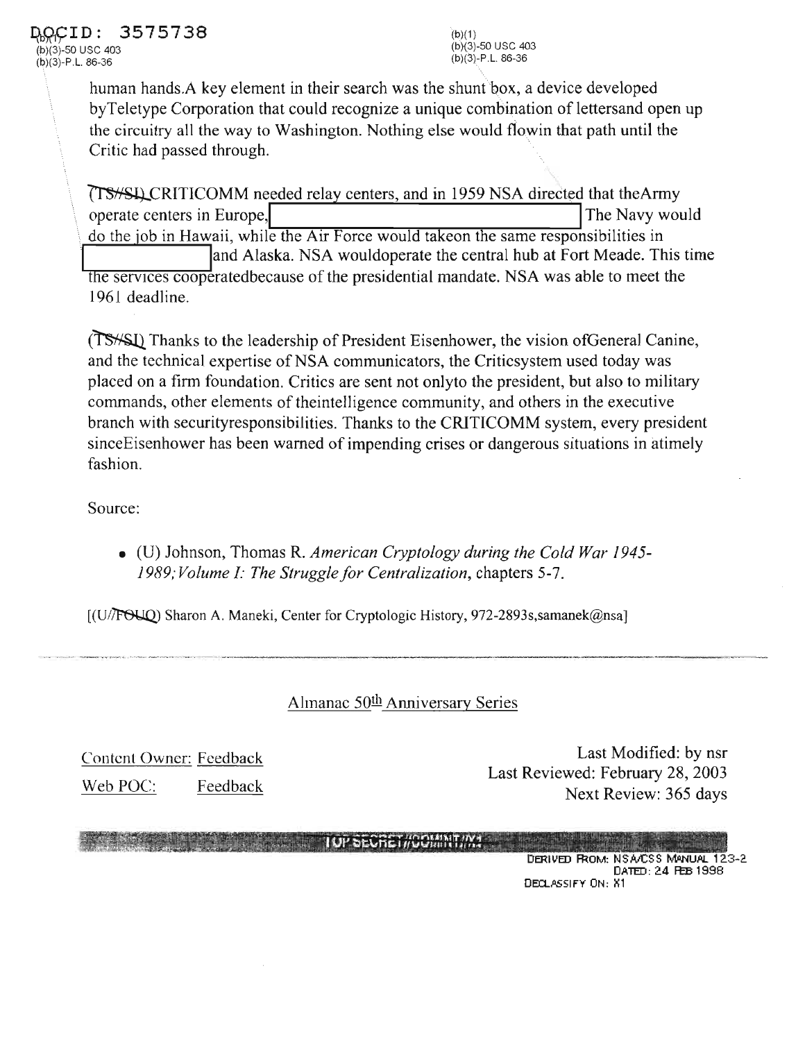human hands.A key element in their search was the shunt box, a device developed byTeletype Corporation that could recognize a unique combination of lettersand open up the circuitry all the way to Washington. Nothing else would flowin that path until the Critic had passed through.

(TS//SI) CRITICOMM needed relay centers, and in 1959 NSA directed that theArmy operate centers in Europe, [redacted] The Navy would do the job in Hawaii, while the Air Force would takeon the same responsibilities in [redacted] and Alaska. NSA wouldoperate the central hub at Fort Meade. This time the services cooperatedbecause of the presidential mandate. NSA was able to meet the 1961 deadline.

(TS//SI) Thanks to the leadership of President Eisenhower, the vision ofGeneral Canine, and the technical expertise of NSA communicators, the Criticsystem used today was placed on a firm foundation. Critics are sent not onlyto the president, but also to military commands, other elements of theintelligence community, and others in the executive branch with securityresponsibilities. Thanks to the CRITICOMM system, every president sinceEisenhower has been warned of impending crises or dangerous situations in atimely fashion.

Source:

- (U) Johnson, Thomas R. *American Cryptology during the Cold War 1945-1989; Volume I: The Struggle for Centralization*, chapters 5-7.

[(U//FOUO) Sharon A. Maneki, Center for Cryptologic History, 972-2893s,samanek@nsa]

---

Almanac 50th Anniversary Series

Content Owner: Feedback

Web POC: Feedback

Last Modified: by nsr

Last Reviewed: February 28, 2003

Next Review: 365 days

TOP SECRET//COMINT//X1

DERIVED FROM: NSA/CSS MANUAL 123-2
DATED: 24 FEB 1998
DECLASSIFY ON: X1